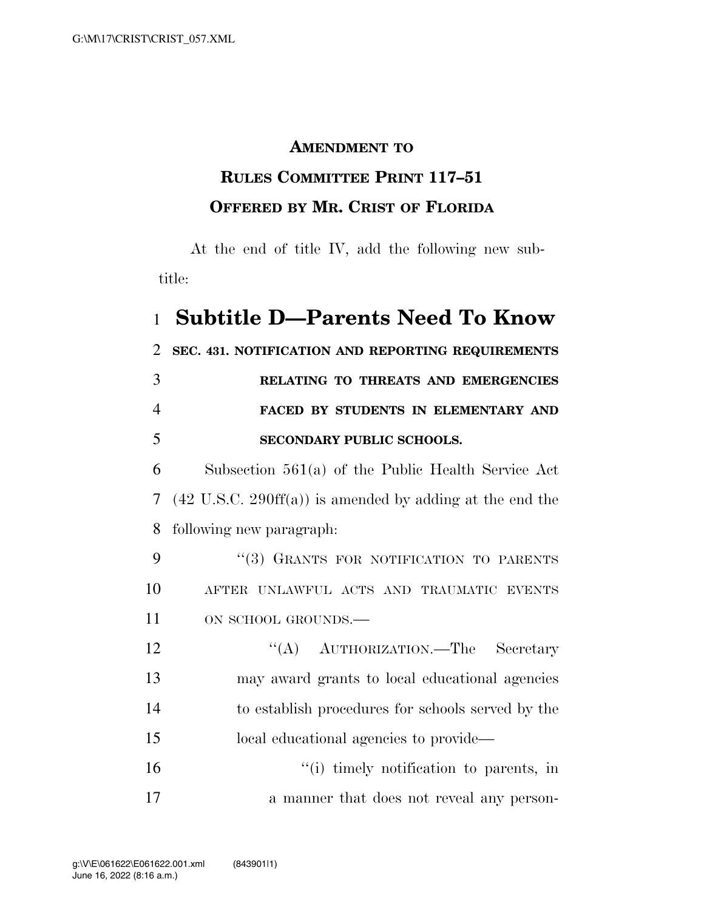**AMENDMENT TO**

**RULES COMMITTEE PRINT 117–51**

**OFFERED BY MR. CRIST OF FLORIDA**

At the end of title IV, add the following new subtitle:

# Subtitle D—Parents Need To Know

**SEC. 431. NOTIFICATION AND REPORTING REQUIREMENTS RELATING TO THREATS AND EMERGENCIES FACED BY STUDENTS IN ELEMENTARY AND SECONDARY PUBLIC SCHOOLS.**

Subsection 561(a) of the Public Health Service Act (42 U.S.C. 290ff(a)) is amended by adding at the end the following new paragraph:

"(3) GRANTS FOR NOTIFICATION TO PARENTS AFTER UNLAWFUL ACTS AND TRAUMATIC EVENTS ON SCHOOL GROUNDS.—

"(A) AUTHORIZATION.—The Secretary may award grants to local educational agencies to establish procedures for schools served by the local educational agencies to provide—

"(i) timely notification to parents, in a manner that does not reveal any person-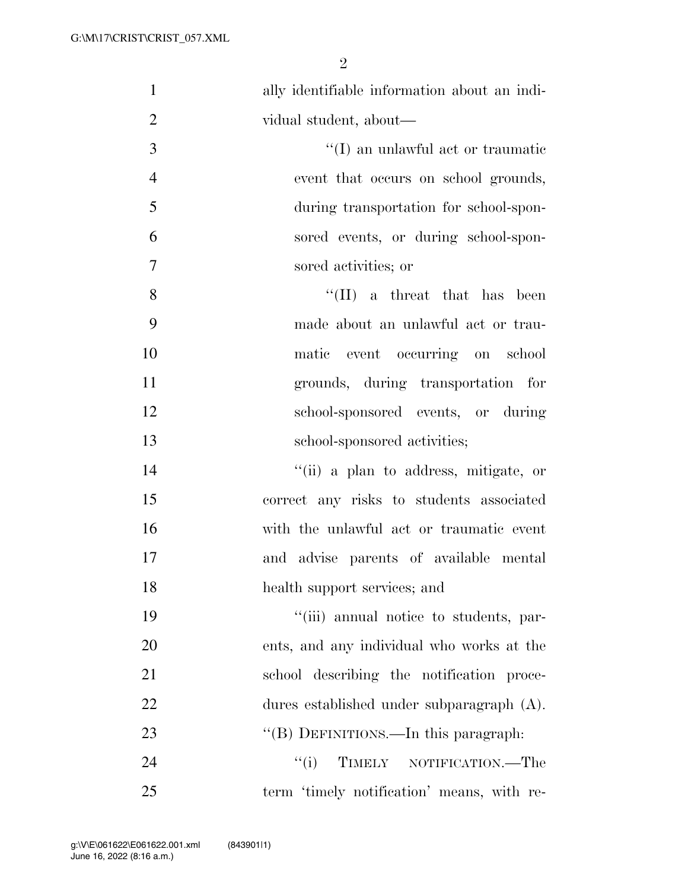ally identifiable information about an individual student, about—

''(I) an unlawful act or traumatic event that occurs on school grounds, during transportation for school-sponsored events, or during school-sponsored activities; or

''(II) a threat that has been made about an unlawful act or traumatic event occurring on school grounds, during transportation for school-sponsored events, or during school-sponsored activities;

''(ii) a plan to address, mitigate, or correct any risks to students associated with the unlawful act or traumatic event and advise parents of available mental health support services; and

''(iii) annual notice to students, parents, and any individual who works at the school describing the notification procedures established under subparagraph (A).

''(B) DEFINITIONS.—In this paragraph:

''(i) TIMELY NOTIFICATION.—The term 'timely notification' means, with re-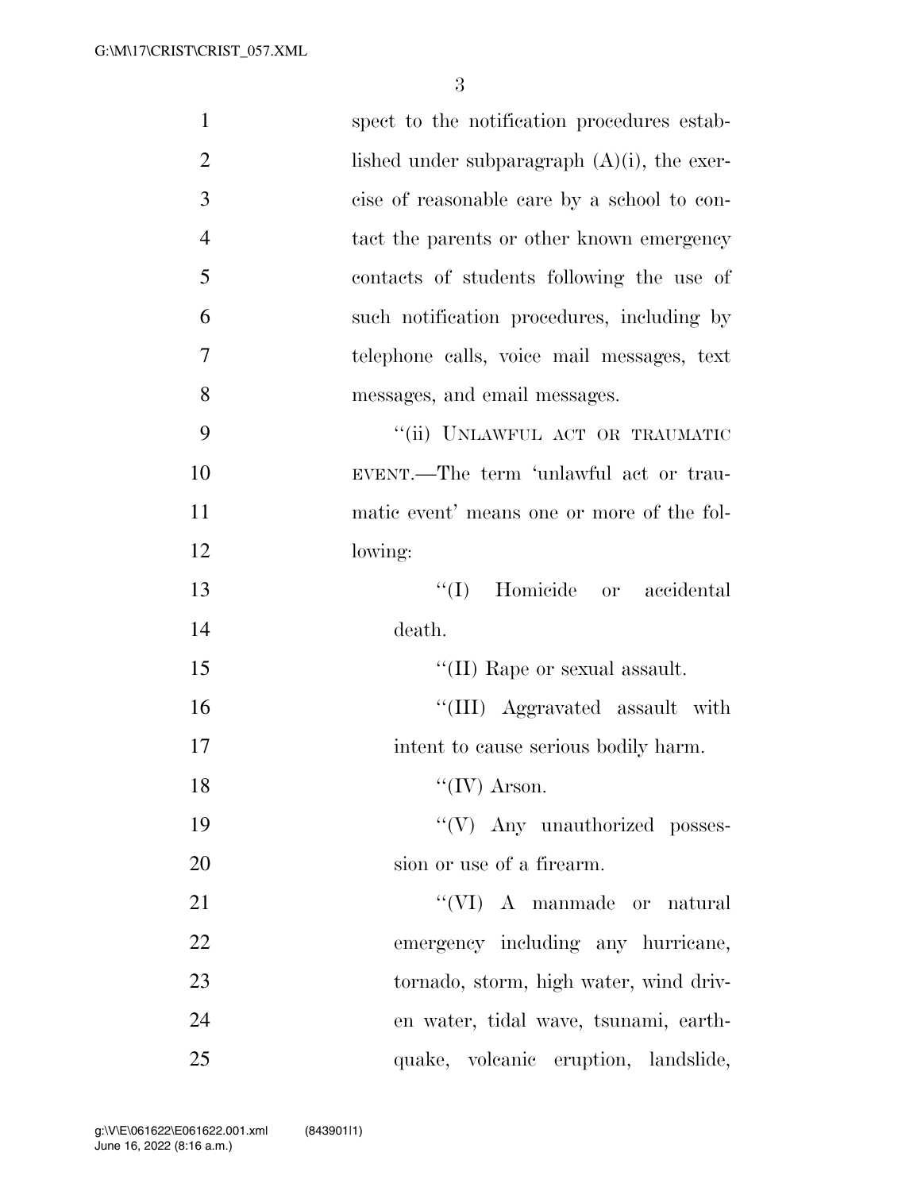spect to the notification procedures established under subparagraph (A)(i), the exercise of reasonable care by a school to contact the parents or other known emergency contacts of students following the use of such notification procedures, including by telephone calls, voice mail messages, text messages, and email messages.

"(ii) UNLAWFUL ACT OR TRAUMATIC EVENT.—The term 'unlawful act or traumatic event' means one or more of the following:

"(I) Homicide or accidental death.

"(II) Rape or sexual assault.

"(III) Aggravated assault with intent to cause serious bodily harm.

"(IV) Arson.

"(V) Any unauthorized possession or use of a firearm.

"(VI) A manmade or natural emergency including any hurricane, tornado, storm, high water, wind driven water, tidal wave, tsunami, earthquake, volcanic eruption, landslide,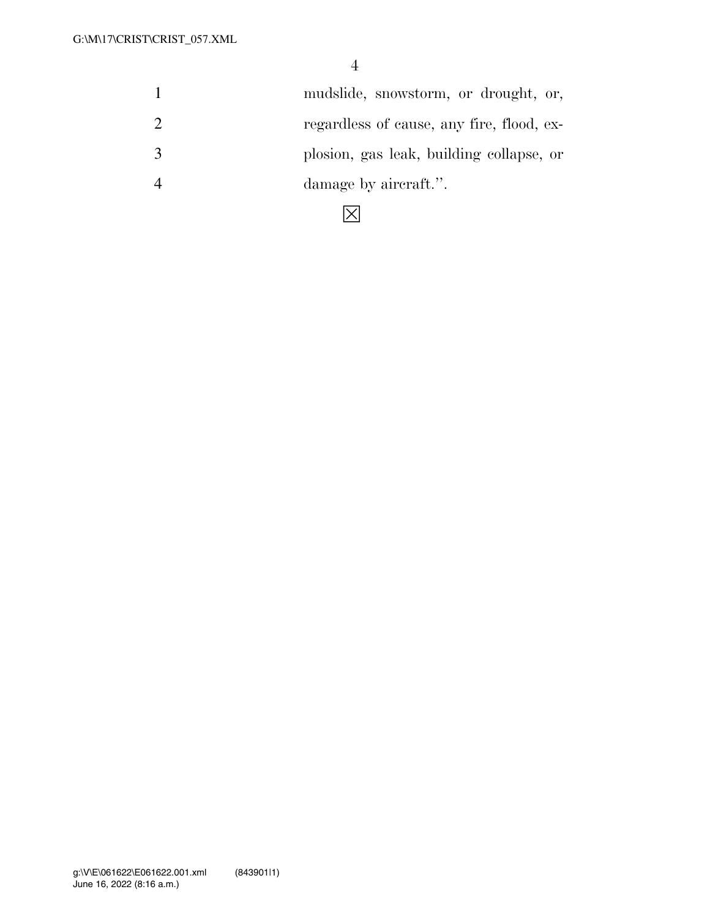mudslide, snowstorm, or drought, or, regardless of cause, any fire, flood, explosion, gas leak, building collapse, or damage by aircraft.''.